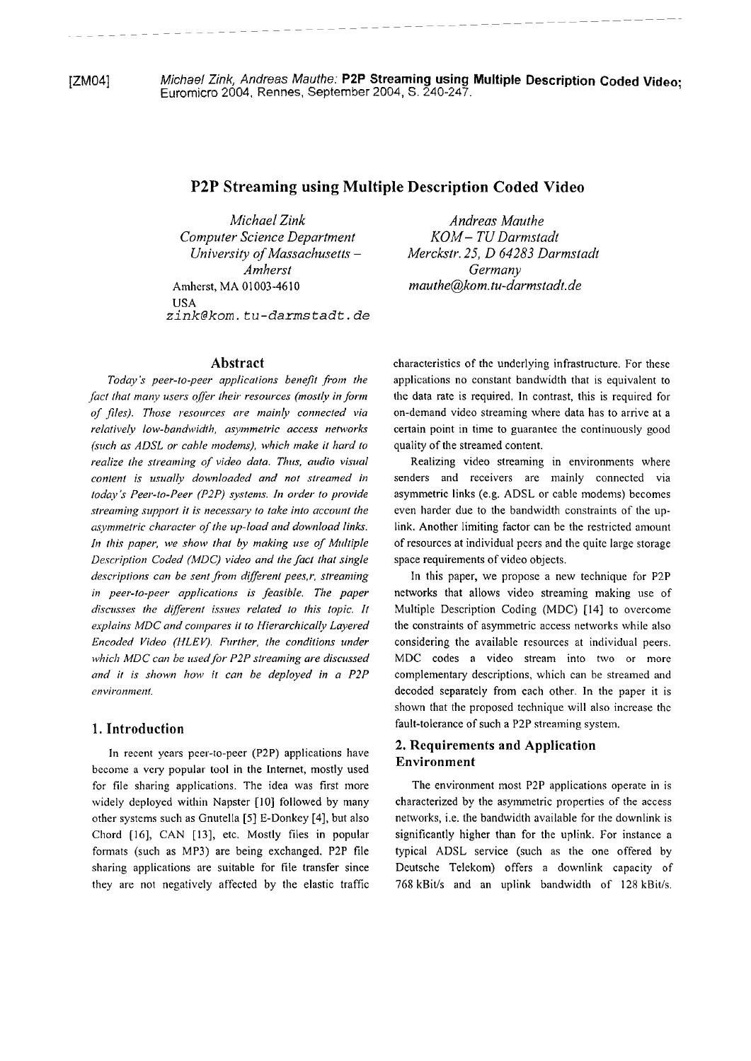[ZM04] Michael Zink, Andreas Mauthe: **P2P Streaming using Multiple Description Coded Video**; Euromicro 2004, Rennes, September 2004, S. 240-247.

# P2P Streaming using Multiple Description Coded Video

*Michael Zink*
*Computer Science Department*
*University of Massachusetts – Amherst*
Amherst, MA 01003-4610
USA
zink@kom.tu-darmstadt.de

*Andreas Mauthe*
*KOM – TU Darmstadt*
*Merckstr. 25, D 64283 Darmstadt*
*Germany*
*mauthe@kom.tu-darmstadt.de*

## Abstract

*Today's peer-to-peer applications benefit from the fact that many users offer their resources (mostly in form of files). Those resources are mainly connected via relatively low-bandwidth, asymmetric access networks (such as ADSL or cable modems), which make it hard to realize the streaming of video data. Thus, audio visual content is usually downloaded and not streamed in today's Peer-to-Peer (P2P) systems. In order to provide streaming support it is necessary to take into account the asymmetric character of the up-load and download links. In this paper, we show that by making use of Multiple Description Coded (MDC) video and the fact that single descriptions can be sent from different pees,r, streaming in peer-to-peer applications is feasible. The paper discusses the different issues related to this topic. It explains MDC and compares it to Hierarchically Layered Encoded Video (HLEV). Further, the conditions under which MDC can be used for P2P streaming are discussed and it is shown how it can be deployed in a P2P environment.*

## 1. Introduction

In recent years peer-to-peer (P2P) applications have become a very popular tool in the Internet, mostly used for file sharing applications. The idea was first more widely deployed within Napster [10] followed by many other systems such as Gnutella [5] E-Donkey [4], but also Chord [16], CAN [13], etc. Mostly files in popular formats (such as MP3) are being exchanged. P2P file sharing applications are suitable for file transfer since they are not negatively affected by the elastic traffic characteristics of the underlying infrastructure. For these applications no constant bandwidth that is equivalent to the data rate is required. In contrast, this is required for on-demand video streaming where data has to arrive at a certain point in time to guarantee the continuously good quality of the streamed content.

Realizing video streaming in environments where senders and receivers are mainly connected via asymmetric links (e.g. ADSL or cable modems) becomes even harder due to the bandwidth constraints of the up-link. Another limiting factor can be the restricted amount of resources at individual peers and the quite large storage space requirements of video objects.

In this paper, we propose a new technique for P2P networks that allows video streaming making use of Multiple Description Coding (MDC) [14] to overcome the constraints of asymmetric access networks while also considering the available resources at individual peers. MDC codes a video stream into two or more complementary descriptions, which can be streamed and decoded separately from each other. In the paper it is shown that the proposed technique will also increase the fault-tolerance of such a P2P streaming system.

## 2. Requirements and Application Environment

The environment most P2P applications operate in is characterized by the asymmetric properties of the access networks, i.e. the bandwidth available for the downlink is significantly higher than for the uplink. For instance a typical ADSL service (such as the one offered by Deutsche Telekom) offers a downlink capacity of 768 kBit/s and an uplink bandwidth of 128 kBit/s.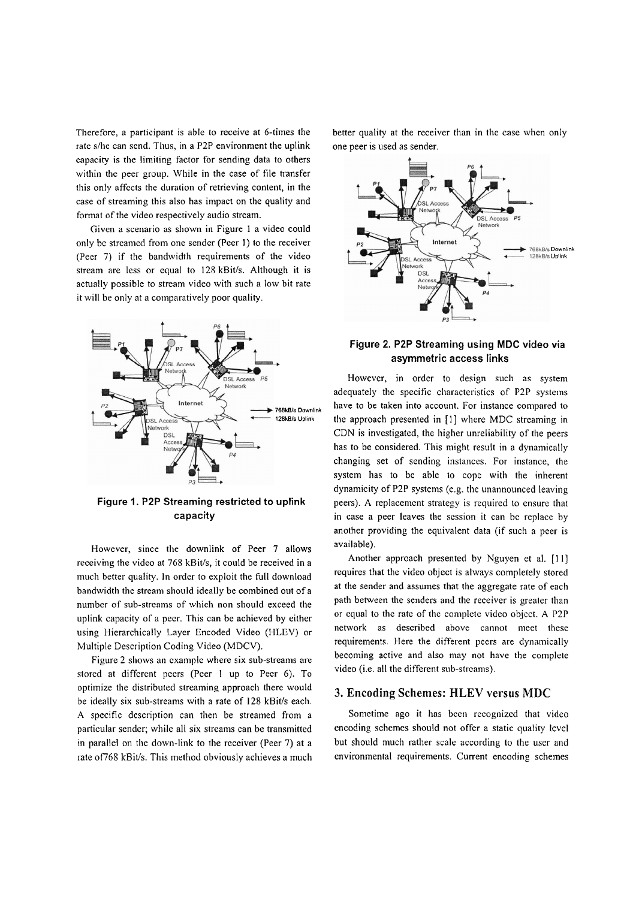Therefore, a participant is able to receive at 6-times the rate s/he can send. Thus, in a P2P environment the uplink capacity is the limiting factor for sending data to others within the peer group. While in the case of file transfer this only affects the duration of retrieving content, in the case of streaming this also has impact on the quality and format of the video respectively audio stream.

Given a scenario as shown in Figure 1 a video could only be streamed from one sender (Peer 1) to the receiver (Peer 7) if the bandwidth requirements of the video stream are less or equal to 128 kBit/s. Although it is actually possible to stream video with such a low bit rate it will be only at a comparatively poor quality.

**Figure 1. P2P Streaming restricted to uplink capacity**

However, since the downlink of Peer 7 allows receiving the video at 768 kBit/s, it could be received in a much better quality. In order to exploit the full download bandwidth the stream should ideally be combined out of a number of sub-streams of which non should exceed the uplink capacity of a peer. This can be achieved by either using Hierarchically Layer Encoded Video (HLEV) or Multiple Description Coding Video (MDCV).

Figure 2 shows an example where six sub-streams are stored at different peers (Peer 1 up to Peer 6). To optimize the distributed streaming approach there would be ideally six sub-streams with a rate of 128 kBit/s each. A specific description can then be streamed from a particular sender; while all six streams can be transmitted in parallel on the down-link to the receiver (Peer 7) at a rate of768 kBit/s. This method obviously achieves a much better quality at the receiver than in the case when only one peer is used as sender.

**Figure 2. P2P Streaming using MDC video via asymmetric access links**

However, in order to design such as system adequately the specific characteristics of P2P systems have to be taken into account. For instance compared to the approach presented in [1] where MDC streaming in CDN is investigated, the higher unreliability of the peers has to be considered. This might result in a dynamically changing set of sending instances. For instance, the system has to be able to cope with the inherent dynamicity of P2P systems (e.g. the unannounced leaving peers). A replacement strategy is required to ensure that in case a peer leaves the session it can be replace by another providing the equivalent data (if such a peer is available).

Another approach presented by Nguyen et al. [11] requires that the video object is always completely stored at the sender and assumes that the aggregate rate of each path between the senders and the receiver is greater than or equal to the rate of the complete video object. A P2P network as described above cannot meet these requirements. Here the different peers are dynamically becoming active and also may not have the complete video (i.e. all the different sub-streams).

## 3. Encoding Schemes: HLEV versus MDC

Sometime ago it has been recognized that video encoding schemes should not offer a static quality level but should much rather scale according to the user and environmental requirements. Current encoding schemes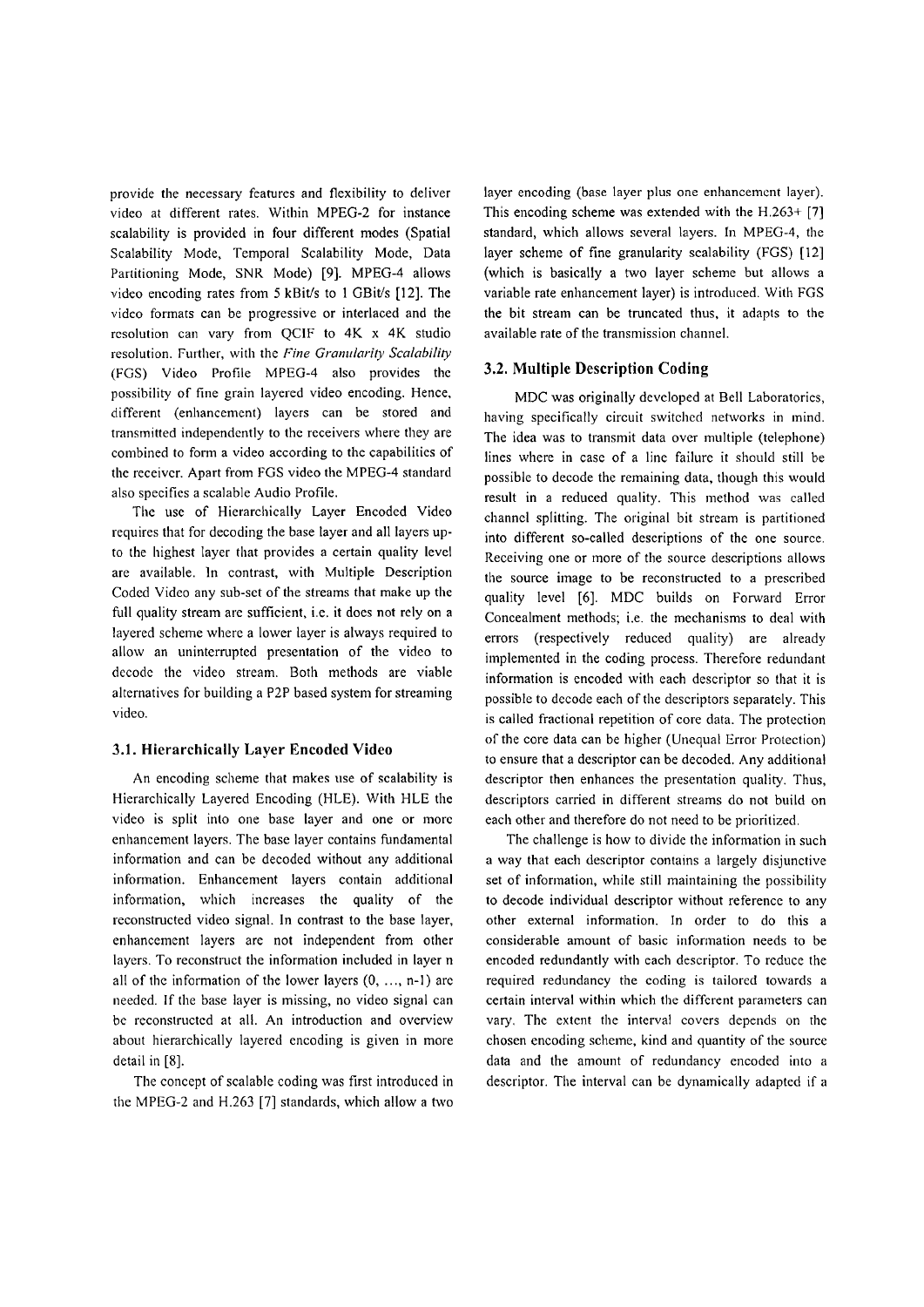provide the necessary features and flexibility to deliver video at different rates. Within MPEG-2 for instance scalability is provided in four different modes (Spatial Scalability Mode, Temporal Scalability Mode, Data Partitioning Mode, SNR Mode) [9]. MPEG-4 allows video encoding rates from 5 kBit/s to 1 GBit/s [12]. The video formats can be progressive or interlaced and the resolution can vary from QCIF to 4K x 4K studio resolution. Further, with the *Fine Granularity Scalability* (FGS) Video Profile MPEG-4 also provides the possibility of fine grain layered video encoding. Hence, different (enhancement) layers can be stored and transmitted independently to the receivers where they are combined to form a video according to the capabilities of the receiver. Apart from FGS video the MPEG-4 standard also specifies a scalable Audio Profile.

The use of Hierarchically Layer Encoded Video requires that for decoding the base layer and all layers up-to the highest layer that provides a certain quality level are available. In contrast, with Multiple Description Coded Video any sub-set of the streams that make up the full quality stream are sufficient, i.e. it does not rely on a layered scheme where a lower layer is always required to allow an uninterrupted presentation of the video to decode the video stream. Both methods are viable alternatives for building a P2P based system for streaming video.

### 3.1. Hierarchically Layer Encoded Video

An encoding scheme that makes use of scalability is Hierarchically Layered Encoding (HLE). With HLE the video is split into one base layer and one or more enhancement layers. The base layer contains fundamental information and can be decoded without any additional information. Enhancement layers contain additional information, which increases the quality of the reconstructed video signal. In contrast to the base layer, enhancement layers are not independent from other layers. To reconstruct the information included in layer n all of the information of the lower layers (0, ..., n-1) are needed. If the base layer is missing, no video signal can be reconstructed at all. An introduction and overview about hierarchically layered encoding is given in more detail in [8].

The concept of scalable coding was first introduced in the MPEG-2 and H.263 [7] standards, which allow a two layer encoding (base layer plus one enhancement layer). This encoding scheme was extended with the H.263+ [7] standard, which allows several layers. In MPEG-4, the layer scheme of fine granularity scalability (FGS) [12] (which is basically a two layer scheme but allows a variable rate enhancement layer) is introduced. With FGS the bit stream can be truncated thus, it adapts to the available rate of the transmission channel.

### 3.2. Multiple Description Coding

MDC was originally developed at Bell Laboratories, having specifically circuit switched networks in mind. The idea was to transmit data over multiple (telephone) lines where in case of a line failure it should still be possible to decode the remaining data, though this would result in a reduced quality. This method was called channel splitting. The original bit stream is partitioned into different so-called descriptions of the one source. Receiving one or more of the source descriptions allows the source image to be reconstructed to a prescribed quality level [6]. MDC builds on Forward Error Concealment methods; i.e. the mechanisms to deal with errors (respectively reduced quality) are already implemented in the coding process. Therefore redundant information is encoded with each descriptor so that it is possible to decode each of the descriptors separately. This is called fractional repetition of core data. The protection of the core data can be higher (Unequal Error Protection) to ensure that a descriptor can be decoded. Any additional descriptor then enhances the presentation quality. Thus, descriptors carried in different streams do not build on each other and therefore do not need to be prioritized.

The challenge is how to divide the information in such a way that each descriptor contains a largely disjunctive set of information, while still maintaining the possibility to decode individual descriptor without reference to any other external information. In order to do this a considerable amount of basic information needs to be encoded redundantly with each descriptor. To reduce the required redundancy the coding is tailored towards a certain interval within which the different parameters can vary. The extent the interval covers depends on the chosen encoding scheme, kind and quantity of the source data and the amount of redundancy encoded into a descriptor. The interval can be dynamically adapted if a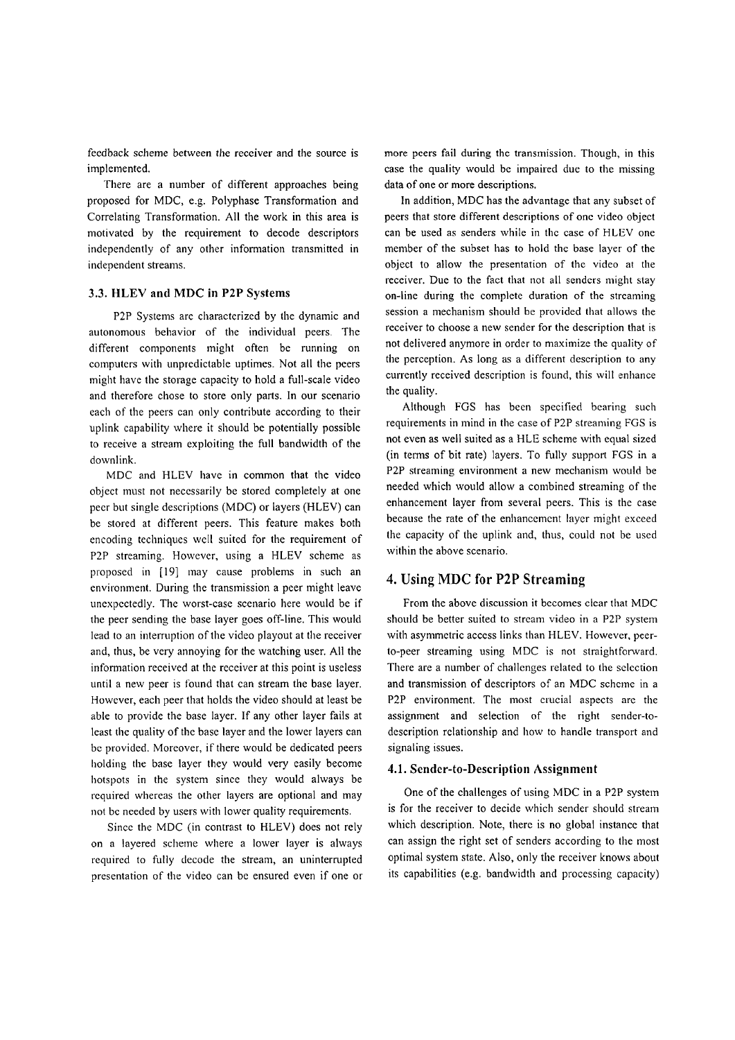feedback scheme between the receiver and the source is implemented.

There are a number of different approaches being proposed for MDC, e.g. Polyphase Transformation and Correlating Transformation. All the work in this area is motivated by the requirement to decode descriptors independently of any other information transmitted in independent streams.

### 3.3. HLEV and MDC in P2P Systems

P2P Systems are characterized by the dynamic and autonomous behavior of the individual peers. The different components might often be running on computers with unpredictable uptimes. Not all the peers might have the storage capacity to hold a full-scale video and therefore chose to store only parts. In our scenario each of the peers can only contribute according to their uplink capability where it should be potentially possible to receive a stream exploiting the full bandwidth of the downlink.

MDC and HLEV have in common that the video object must not necessarily be stored completely at one peer but single descriptions (MDC) or layers (HLEV) can be stored at different peers. This feature makes both encoding techniques well suited for the requirement of P2P streaming. However, using a HLEV scheme as proposed in [19] may cause problems in such an environment. During the transmission a peer might leave unexpectedly. The worst-case scenario here would be if the peer sending the base layer goes off-line. This would lead to an interruption of the video playout at the receiver and, thus, be very annoying for the watching user. All the information received at the receiver at this point is useless until a new peer is found that can stream the base layer. However, each peer that holds the video should at least be able to provide the base layer. If any other layer fails at least the quality of the base layer and the lower layers can be provided. Moreover, if there would be dedicated peers holding the base layer they would very easily become hotspots in the system since they would always be required whereas the other layers are optional and may not be needed by users with lower quality requirements.

Since the MDC (in contrast to HLEV) does not rely on a layered scheme where a lower layer is always required to fully decode the stream, an uninterrupted presentation of the video can be ensured even if one or more peers fail during the transmission. Though, in this case the quality would be impaired due to the missing data of one or more descriptions.

In addition, MDC has the advantage that any subset of peers that store different descriptions of one video object can be used as senders while in the case of HLEV one member of the subset has to hold the base layer of the object to allow the presentation of the video at the receiver. Due to the fact that not all senders might stay on-line during the complete duration of the streaming session a mechanism should be provided that allows the receiver to choose a new sender for the description that is not delivered anymore in order to maximize the quality of the perception. As long as a different description to any currently received description is found, this will enhance the quality.

Although FGS has been specified bearing such requirements in mind in the case of P2P streaming FGS is not even as well suited as a HLE scheme with equal sized (in terms of bit rate) layers. To fully support FGS in a P2P streaming environment a new mechanism would be needed which would allow a combined streaming of the enhancement layer from several peers. This is the case because the rate of the enhancement layer might exceed the capacity of the uplink and, thus, could not be used within the above scenario.

## 4. Using MDC for P2P Streaming

From the above discussion it becomes clear that MDC should be better suited to stream video in a P2P system with asymmetric access links than HLEV. However, peer-to-peer streaming using MDC is not straightforward. There are a number of challenges related to the selection and transmission of descriptors of an MDC scheme in a P2P environment. The most crucial aspects are the assignment and selection of the right sender-to-description relationship and how to handle transport and signaling issues.

### 4.1. Sender-to-Description Assignment

One of the challenges of using MDC in a P2P system is for the receiver to decide which sender should stream which description. Note, there is no global instance that can assign the right set of senders according to the most optimal system state. Also, only the receiver knows about its capabilities (e.g. bandwidth and processing capacity)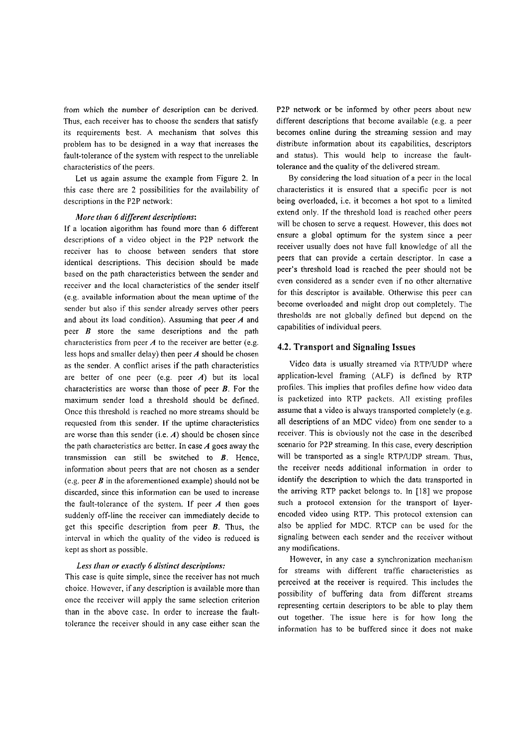from which the number of description can be derived. Thus, each receiver has to choose the senders that satisfy its requirements best. A mechanism that solves this problem has to be designed in a way that increases the fault-tolerance of the system with respect to the unreliable characteristics of the peers.

Let us again assume the example from Figure 2. In this case there are 2 possibilities for the availability of descriptions in the P2P network:

***More than 6 different descriptions*:**
If a location algorithm has found more than 6 different descriptions of a video object in the P2P network the receiver has to choose between senders that store identical descriptions. This decision should be made based on the path characteristics between the sender and receiver and the local characteristics of the sender itself (e.g. available information about the mean uptime of the sender but also if this sender already serves other peers and about its load condition). Assuming that peer $A$ and peer $B$ store the same descriptions and the path characteristics from peer $A$ to the receiver are better (e.g. less hops and smaller delay) then peer $A$ should be chosen as the sender. A conflict arises if the path characteristics are better of one peer (e.g. peer $A$) but its local characteristics are worse than those of peer $B$. For the maximum sender load a threshold should be defined. Once this threshold is reached no more streams should be requested from this sender. If the uptime characteristics are worse than this sender (i.e. $A$) should be chosen since the path characteristics are better. In case $A$ goes away the transmission can still be switched to $B$. Hence, information about peers that are not chosen as a sender (e.g. peer $B$ in the aforementioned example) should not be discarded, since this information can be used to increase the fault-tolerance of the system. If peer $A$ then goes suddenly off-line the receiver can immediately decide to get this specific description from peer $B$. Thus, the interval in which the quality of the video is reduced is kept as short as possible.

***Less than or exactly 6 distinct descriptions:***
This case is quite simple, since the receiver has not much choice. However, if any description is available more than once the receiver will apply the same selection criterion than in the above case. In order to increase the fault-tolerance the receiver should in any case either scan the P2P network or be informed by other peers about new different descriptions that become available (e.g. a peer becomes online during the streaming session and may distribute information about its capabilities, descriptors and status). This would help to increase the fault-tolerance and the quality of the delivered stream.

By considering the load situation of a peer in the local characteristics it is ensured that a specific peer is not being overloaded, i.e. it becomes a hot spot to a limited extend only. If the threshold load is reached other peers will be chosen to serve a request. However, this does not ensure a global optimum for the system since a peer receiver usually does not have full knowledge of all the peers that can provide a certain descriptor. In case a peer's threshold load is reached the peer should not be even considered as a sender even if no other alternative for this descriptor is available. Otherwise this peer can become overloaded and might drop out completely. The thresholds are not globally defined but depend on the capabilities of individual peers.

### 4.2. Transport and Signaling Issues

Video data is usually streamed via RTP/UDP where application-level framing (ALF) is defined by RTP profiles. This implies that profiles define how video data is packetized into RTP packets. All existing profiles assume that a video is always transported completely (e.g. all descriptions of an MDC video) from one sender to a receiver. This is obviously not the case in the described scenario for P2P streaming. In this case, every description will be transported as a single RTP/UDP stream. Thus, the receiver needs additional information in order to identify the description to which the data transported in the arriving RTP packet belongs to. In [18] we propose such a protocol extension for the transport of layer-encoded video using RTP. This protocol extension can also be applied for MDC. RTCP can be used for the signaling between each sender and the receiver without any modifications.

However, in any case a synchronization mechanism for streams with different traffic characteristics as perceived at the receiver is required. This includes the possibility of buffering data from different streams representing certain descriptors to be able to play them out together. The issue here is for how long the information has to be buffered since it does not make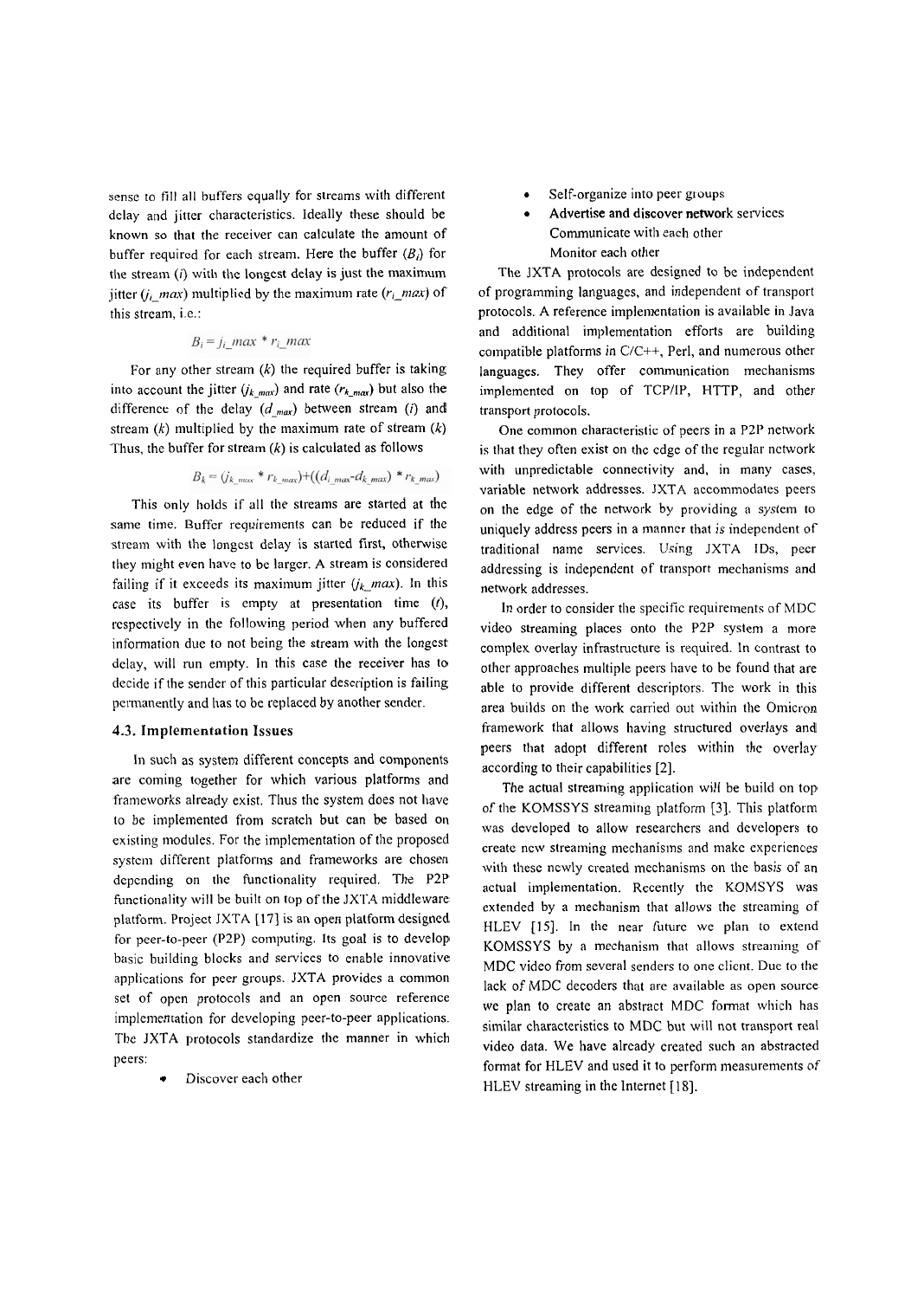sense to fill all buffers equally for streams with different delay and jitter characteristics. Ideally these should be known so that the receiver can calculate the amount of buffer required for each stream. Here the buffer ($B_i$) for the stream ($i$) with the longest delay is just the maximum jitter ($j_i\_max$) multiplied by the maximum rate ($r_i\_max$) of this stream, i.e.:

$$B_i = j_i\_max * r_i\_max$$

For any other stream ($k$) the required buffer is taking into account the jitter ($j_{k\_max}$) and rate ($r_{k\_max}$) but also the difference of the delay ($d_{\_max}$) between stream ($i$) and stream ($k$) multiplied by the maximum rate of stream ($k$). Thus, the buffer for stream ($k$) is calculated as follows

$$B_k = (j_{k\_max} * r_{k\_max}) + ((d_{i\_max} - d_{k\_max}) * r_{k\_max})$$

This only holds if all the streams are started at the same time. Buffer requirements can be reduced if the stream with the longest delay is started first, otherwise they might even have to be larger. A stream is considered failing if it exceeds its maximum jitter ($j_k\_max$). In this case its buffer is empty at presentation time ($t$), respectively in the following period when any buffered information due to not being the stream with the longest delay, will run empty. In this case the receiver has to decide if the sender of this particular description is failing permanently and has to be replaced by another sender.

### 4.3. Implementation Issues

In such as system different concepts and components are coming together for which various platforms and frameworks already exist. Thus the system does not have to be implemented from scratch but can be based on existing modules. For the implementation of the proposed system different platforms and frameworks are chosen depending on the functionality required. The P2P functionality will be built on top of the JXTA middleware platform. Project JXTA [17] is an open platform designed for peer-to-peer (P2P) computing. Its goal is to develop basic building blocks and services to enable innovative applications for peer groups. JXTA provides a common set of open protocols and an open source reference implementation for developing peer-to-peer applications. The JXTA protocols standardize the manner in which peers:

- Discover each other
- Self-organize into peer groups
- Advertise and discover network services
- Communicate with each other
- Monitor each other

The JXTA protocols are designed to be independent of programming languages, and independent of transport protocols. A reference implementation is available in Java and additional implementation efforts are building compatible platforms in C/C++, Perl, and numerous other languages. They offer communication mechanisms implemented on top of TCP/IP, HTTP, and other transport protocols.

One common characteristic of peers in a P2P network is that they often exist on the edge of the regular network with unpredictable connectivity and, in many cases, variable network addresses. JXTA accommodates peers on the edge of the network by providing a system to uniquely address peers in a manner that is independent of traditional name services. Using JXTA IDs, peer addressing is independent of transport mechanisms and network addresses.

In order to consider the specific requirements of MDC video streaming places onto the P2P system a more complex overlay infrastructure is required. In contrast to other approaches multiple peers have to be found that are able to provide different descriptors. The work in this area builds on the work carried out within the Omicron framework that allows having structured overlays and peers that adopt different roles within the overlay according to their capabilities [2].

The actual streaming application will be build on top of the KOMSSYS streaming platform [3]. This platform was developed to allow researchers and developers to create new streaming mechanisms and make experiences with these newly created mechanisms on the basis of an actual implementation. Recently the KOMSYS was extended by a mechanism that allows the streaming of HLEV [15]. In the near future we plan to extend KOMSSYS by a mechanism that allows streaming of MDC video from several senders to one client. Due to the lack of MDC decoders that are available as open source we plan to create an abstract MDC format which has similar characteristics to MDC but will not transport real video data. We have already created such an abstracted format for HLEV and used it to perform measurements of HLEV streaming in the Internet [18].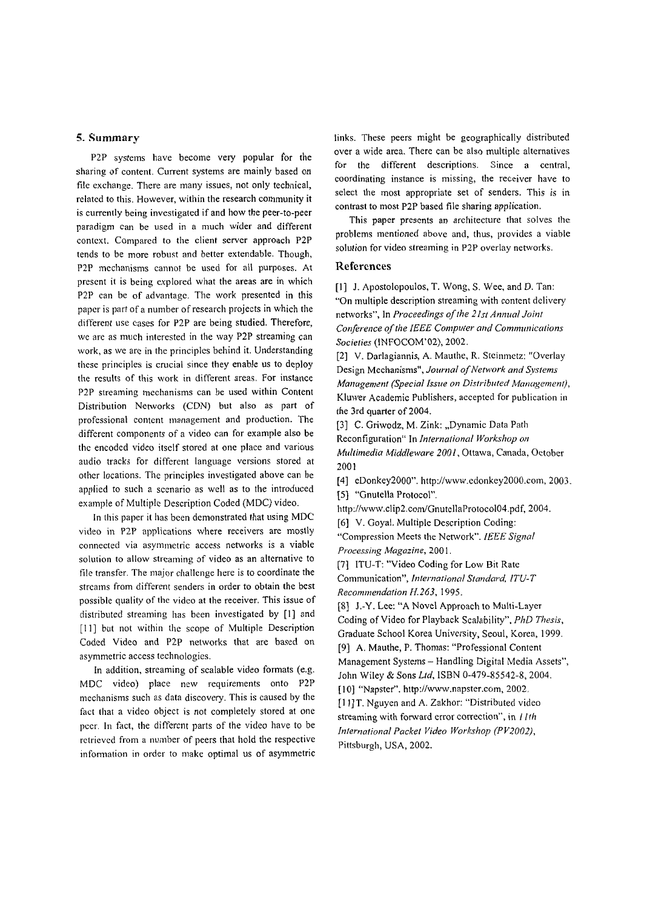## 5. Summary

P2P systems have become very popular for the sharing of content. Current systems are mainly based on file exchange. There are many issues, not only technical, related to this. However, within the research community it is currently being investigated if and how the peer-to-peer paradigm can be used in a much wider and different context. Compared to the client server approach P2P tends to be more robust and better extendable. Though, P2P mechanisms cannot be used for all purposes. At present it is being explored what the areas are in which P2P can be of advantage. The work presented in this paper is part of a number of research projects in which the different use cases for P2P are being studied. Therefore, we are as much interested in the way P2P streaming can work, as we are in the principles behind it. Understanding these principles is crucial since they enable us to deploy the results of this work in different areas. For instance P2P streaming mechanisms can be used within Content Distribution Networks (CDN) but also as part of professional content management and production. The different components of a video can for example also be the encoded video itself stored at one place and various audio tracks for different language versions stored at other locations. The principles investigated above can be applied to such a scenario as well as to the introduced example of Multiple Description Coded (MDC) video.

In this paper it has been demonstrated that using MDC video in P2P applications where receivers are mostly connected via asymmetric access networks is a viable solution to allow streaming of video as an alternative to file transfer. The major challenge here is to coordinate the streams from different senders in order to obtain the best possible quality of the video at the receiver. This issue of distributed streaming has been investigated by [1] and [11] but not within the scope of Multiple Description Coded Video and P2P networks that are based on asymmetric access technologies.

In addition, streaming of scalable video formats (e.g. MDC video) place new requirements onto P2P mechanisms such as data discovery. This is caused by the fact that a video object is not completely stored at one peer. In fact, the different parts of the video have to be retrieved from a number of peers that hold the respective information in order to make optimal us of asymmetric links. These peers might be geographically distributed over a wide area. There can be also multiple alternatives for the different descriptions. Since a central, coordinating instance is missing, the receiver have to select the most appropriate set of senders. This is in contrast to most P2P based file sharing application.

This paper presents an architecture that solves the problems mentioned above and, thus, provides a viable solution for video streaming in P2P overlay networks.

## References

[1] J. Apostolopoulos, T. Wong, S. Wee, and D. Tan: "On multiple description streaming with content delivery networks", In *Proceedings of the 21st Annual Joint Conference of the IEEE Computer and Communications Societies* (INFOCOM'02), 2002.

[2] V. Darlagiannis, A. Mauthe, R. Steinmetz: "Overlay Design Mechanisms", *Journal of Network and Systems Management (Special Issue on Distributed Management)*, Kluwer Academic Publishers, accepted for publication in the 3rd quarter of 2004.

[3] C. Griwodz, M. Zink: „Dynamic Data Path Reconfiguration" In *International Workshop on Multimedia Middleware 2001*, Ottawa, Canada, October 2001

[4] eDonkey2000". http://www.edonkey2000.com, 2003.

[5] "Gnutella Protocol". http://www.clip2.com/GnutellaProtocol04.pdf, 2004.

[6] V. Goyal. Multiple Description Coding: "Compression Meets the Network". *IEEE Signal Processing Magazine*, 2001.

[7] ITU-T: "Video Coding for Low Bit Rate Communication", *International Standard, ITU-T Recommendation H.263*, 1995.

[8] J.-Y. Lee: "A Novel Approach to Multi-Layer Coding of Video for Playback Scalability", *PhD Thesis*, Graduate School Korea University, Seoul, Korea, 1999.

[9] A. Mauthe, P. Thomas: "Professional Content Management Systems – Handling Digital Media Assets", John Wiley & Sons *Ltd*, ISBN 0-479-85542-8, 2004.

[10] "Napster". http://www.napster.com, 2002.

[11] T. Nguyen and A. Zakhor: "Distributed video streaming with forward error correction", in *11th International Packet Video Workshop (PV2002)*, Pittsburgh, USA, 2002.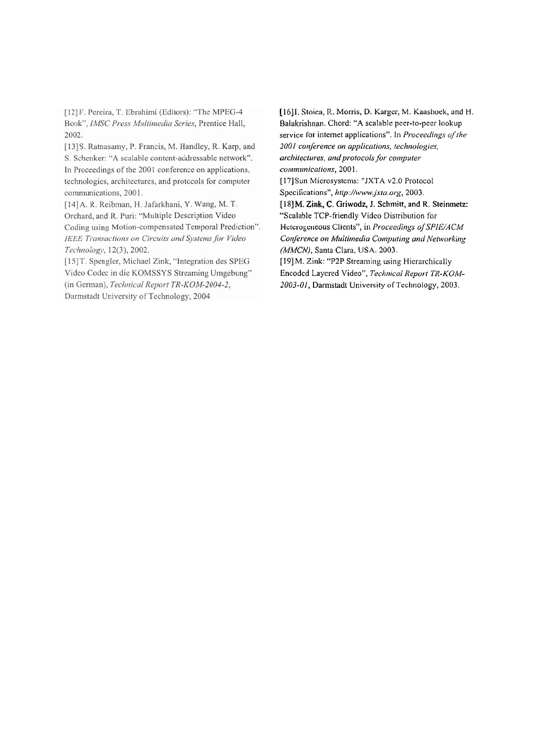[12] F. Pereira, T. Ebrahimi (Editors): "The MPEG-4 Book", *IMSC Press Multimedia Series*, Prentice Hall, 2002.

[13] S. Ratnasamy, P. Francis, M. Handley, R. Karp, and S. Schenker: "A scalable content-addressable network". In Proceedings of the 2001 conference on applications, technologies, architectures, and protocols for computer communications, 2001.

[14] A. R. Reibman, H. Jafarkhani, Y. Wang, M. T. Orchard, and R. Puri: "Multiple Description Video Coding using Motion-compensated Temporal Prediction". *IEEE Transactions on Circuits and Systems for Video Technology*, 12(3), 2002.

[15] T. Spengler, Michael Zink, "Integration des SPEG Video Codec in die KOMSSYS Streaming Umgebung" (in German), *Technical Report TR-KOM-2004-2*, Darmstadt University of Technology, 2004

[16] I. Stoica, R. Morris, D. Karger, M. Kaashoek, and H. Balakrishnan. Chord: "A scalable peer-to-peer lookup service for internet applications". In *Proceedings of the 2001 conference on applications, technologies, architectures, and protocols for computer communications*, 2001.

[17] Sun Microsystems: "JXTA v2.0 Protocol Specifications", *http://www.jxta.org*, 2003.

[18] M. Zink, C. Griwodz, J. Schmitt, and R. Steinmetz: "Scalable TCP-friendly Video Distribution for Heterogeneous Clients", in *Proceedings of SPIE/ACM Conference on Multimedia Computing and Networking (MMCN)*, Santa Clara, USA. 2003.

[19] M. Zink: "P2P Streaming using Hierarchically Encoded Layered Video", *Technical Report TR-KOM-2003-01*, Darmstadt University of Technology, 2003.